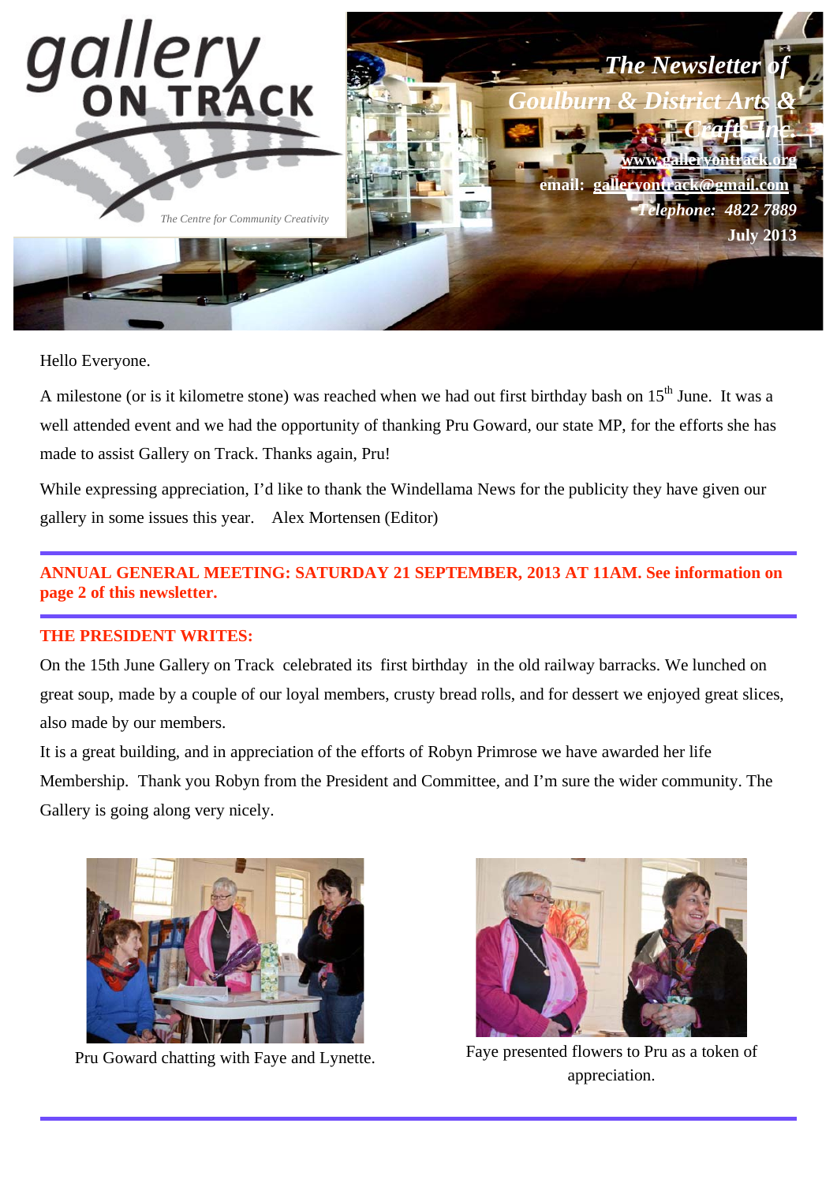# gallery ON TRACK

*The Centre for Community Creativity*

***The Newsletter of Goulburn & District Arts & Crafts Inc.***

**www.galleryontrack.org**

**email: galleryontrack@gmail.com**

***Telephone:* 4822 7889**

**July 2013**

Hello Everyone.

A milestone (or is it kilometre stone) was reached when we had out first birthday bash on 15th June. It was a well attended event and we had the opportunity of thanking Pru Goward, our state MP, for the efforts she has made to assist Gallery on Track. Thanks again, Pru!

While expressing appreciation, I'd like to thank the Windellama News for the publicity they have given our gallery in some issues this year. Alex Mortensen (Editor)

---

**ANNUAL GENERAL MEETING: SATURDAY 21 SEPTEMBER, 2013 AT 11AM. See information on page 2 of this newsletter.**

---

**THE PRESIDENT WRITES:**

On the 15th June Gallery on Track celebrated its first birthday in the old railway barracks. We lunched on great soup, made by a couple of our loyal members, crusty bread rolls, and for dessert we enjoyed great slices, also made by our members.

It is a great building, and in appreciation of the efforts of Robyn Primrose we have awarded her life Membership. Thank you Robyn from the President and Committee, and I'm sure the wider community. The Gallery is going along very nicely.

Pru Goward chatting with Faye and Lynette.

Faye presented flowers to Pru as a token of appreciation.

---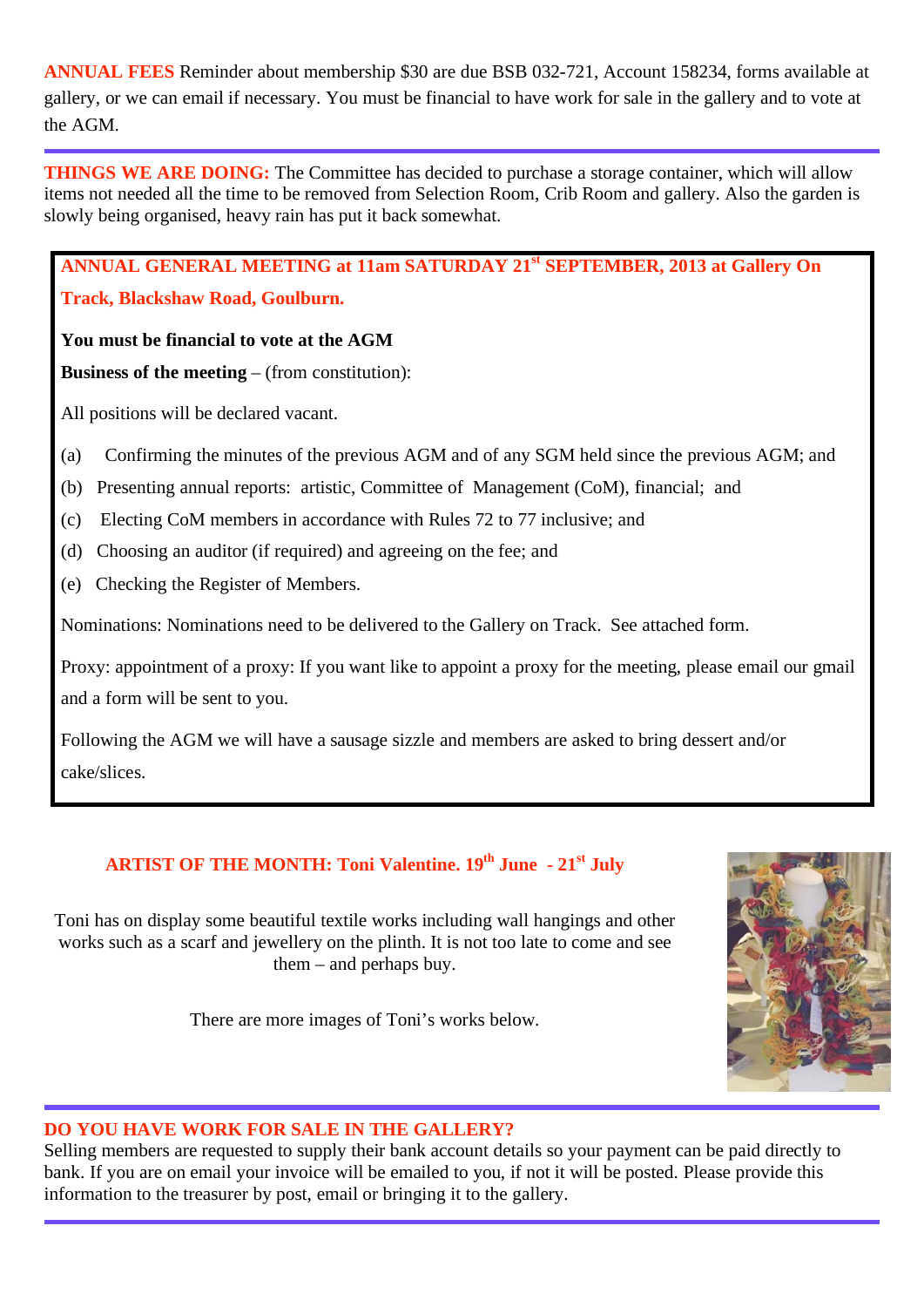**ANNUAL FEES** Reminder about membership $30 are due BSB 032-721, Account 158234, forms available at gallery, or we can email if necessary. You must be financial to have work for sale in the gallery and to vote at the AGM.

---

**THINGS WE ARE DOING:** The Committee has decided to purchase a storage container, which will allow items not needed all the time to be removed from Selection Room, Crib Room and gallery. Also the garden is slowly being organised, heavy rain has put it back somewhat.

## ANNUAL GENERAL MEETING at 11am SATURDAY 21st SEPTEMBER, 2013 at Gallery On Track, Blackshaw Road, Goulburn.

**You must be financial to vote at the AGM**

**Business of the meeting** – (from constitution):

All positions will be declared vacant.

(a) Confirming the minutes of the previous AGM and of any SGM held since the previous AGM; and

(b) Presenting annual reports: artistic, Committee of Management (CoM), financial; and

(c) Electing CoM members in accordance with Rules 72 to 77 inclusive; and

(d) Choosing an auditor (if required) and agreeing on the fee; and

(e) Checking the Register of Members.

Nominations: Nominations need to be delivered to the Gallery on Track. See attached form.

Proxy: appointment of a proxy: If you want like to appoint a proxy for the meeting, please email our gmail and a form will be sent to you.

Following the AGM we will have a sausage sizzle and members are asked to bring dessert and/or cake/slices.

## ARTIST OF THE MONTH: Toni Valentine. 19th June - 21st July

Toni has on display some beautiful textile works including wall hangings and other works such as a scarf and jewellery on the plinth. It is not too late to come and see them – and perhaps buy.

There are more images of Toni's works below.

---

**DO YOU HAVE WORK FOR SALE IN THE GALLERY?**
Selling members are requested to supply their bank account details so your payment can be paid directly to bank. If you are on email your invoice will be emailed to you, if not it will be posted. Please provide this information to the treasurer by post, email or bringing it to the gallery.

---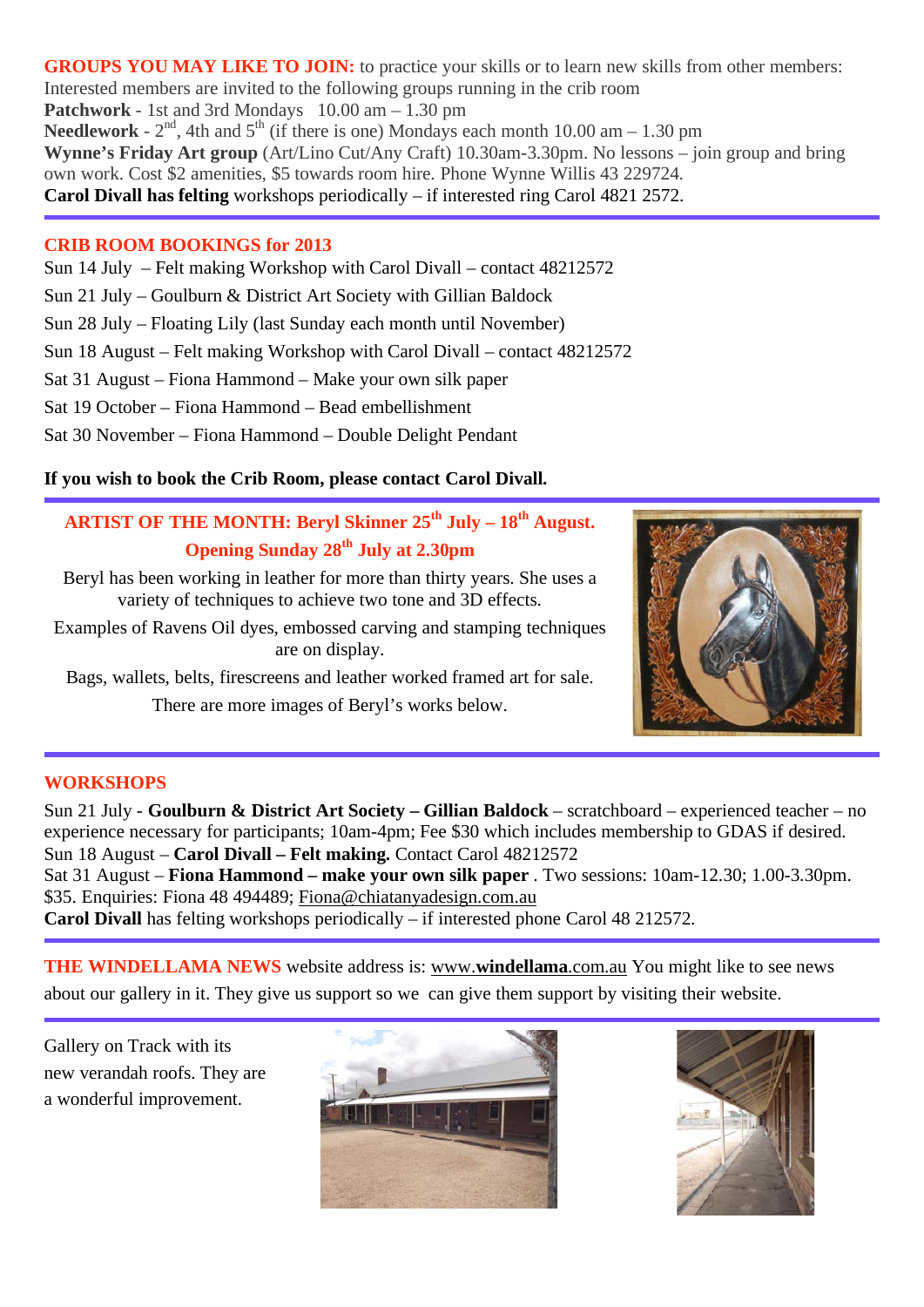**GROUPS YOU MAY LIKE TO JOIN:** to practice your skills or to learn new skills from other members: Interested members are invited to the following groups running in the crib room

**Patchwork** - 1st and 3rd Mondays 10.00 am – 1.30 pm

**Needlework** - 2nd, 4th and 5th (if there is one) Mondays each month 10.00 am – 1.30 pm

**Wynne's Friday Art group** (Art/Lino Cut/Any Craft) 10.30am-3.30pm. No lessons – join group and bring own work. Cost $2 amenities, $5 towards room hire. Phone Wynne Willis 43 229724.

**Carol Divall has felting** workshops periodically – if interested ring Carol 4821 2572.

---

## CRIB ROOM BOOKINGS for 2013

Sun 14 July – Felt making Workshop with Carol Divall – contact 48212572

Sun 21 July – Goulburn & District Art Society with Gillian Baldock

Sun 28 July – Floating Lily (last Sunday each month until November)

Sun 18 August – Felt making Workshop with Carol Divall – contact 48212572

Sat 31 August – Fiona Hammond – Make your own silk paper

Sat 19 October – Fiona Hammond – Bead embellishment

Sat 30 November – Fiona Hammond – Double Delight Pendant

**If you wish to book the Crib Room, please contact Carol Divall.**

---

## ARTIST OF THE MONTH: Beryl Skinner 25th July – 18th August. Opening Sunday 28th July at 2.30pm

Beryl has been working in leather for more than thirty years. She uses a variety of techniques to achieve two tone and 3D effects.

Examples of Ravens Oil dyes, embossed carving and stamping techniques are on display.

Bags, wallets, belts, firescreens and leather worked framed art for sale.

There are more images of Beryl's works below.

---

## WORKSHOPS

Sun 21 July - **Goulburn & District Art Society – Gillian Baldock** – scratchboard – experienced teacher – no experience necessary for participants; 10am-4pm; Fee $30 which includes membership to GDAS if desired.

Sun 18 August – **Carol Divall – Felt making.** Contact Carol 48212572

Sat 31 August – **Fiona Hammond – make your own silk paper** . Two sessions: 10am-12.30; 1.00-3.30pm. $35. Enquiries: Fiona 48 494489; Fiona@chiatanyadesign.com.au

**Carol Divall** has felting workshops periodically – if interested phone Carol 48 212572.

---

**THE WINDELLAMA NEWS** website address is: www.**windellama**.com.au You might like to see news about our gallery in it. They give us support so we can give them support by visiting their website.

---

Gallery on Track with its new verandah roofs. They are a wonderful improvement.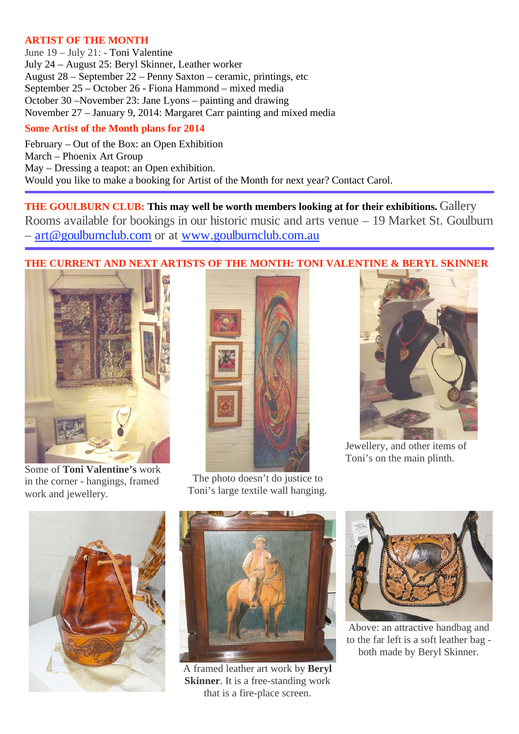## ARTIST OF THE MONTH

June 19 – July 21: - Toni Valentine
July 24 – August 25: Beryl Skinner, Leather worker
August 28 – September 22 – Penny Saxton – ceramic, printings, etc
September 25 – October 26 - Fiona Hammond – mixed media
October 30 –November 23: Jane Lyons – painting and drawing
November 27 – January 9, 2014: Margaret Carr painting and mixed media

### Some Artist of the Month plans for 2014

February – Out of the Box: an Open Exhibition
March – Phoenix Art Group
May – Dressing a teapot: an Open exhibition.
Would you like to make a booking for Artist of the Month for next year? Contact Carol.

---

**THE GOULBURN CLUB: This may well be worth members looking at for their exhibitions.** Gallery Rooms available for bookings in our historic music and arts venue – 19 Market St. Goulburn – art@goulburnclub.com or at www.goulburnclub.com.au

---

## THE CURRENT AND NEXT ARTISTS OF THE MONTH: TONI VALENTINE & BERYL SKINNER

Some of **Toni Valentine's** work in the corner - hangings, framed work and jewellery.

The photo doesn't do justice to Toni's large textile wall hanging.

Jewellery, and other items of Toni's on the main plinth.

A framed leather art work by **Beryl Skinner**. It is a free-standing work that is a fire-place screen.

Above: an attractive handbag and to the far left is a soft leather bag - both made by Beryl Skinner.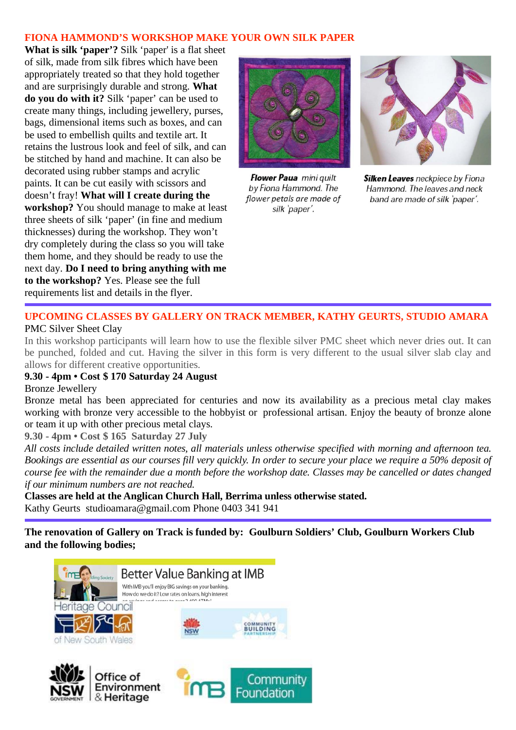## FIONA HAMMOND'S WORKSHOP MAKE YOUR OWN SILK PAPER

**What is silk 'paper'?** Silk 'paper' is a flat sheet of silk, made from silk fibres which have been appropriately treated so that they hold together and are surprisingly durable and strong. **What do you do with it?** Silk 'paper' can be used to create many things, including jewellery, purses, bags, dimensional items such as boxes, and can be used to embellish quilts and textile art. It retains the lustrous look and feel of silk, and can be stitched by hand and machine. It can also be decorated using rubber stamps and acrylic paints. It can be cut easily with scissors and doesn't fray! **What will I create during the workshop?** You should manage to make at least three sheets of silk 'paper' (in fine and medium thicknesses) during the workshop. They won't dry completely during the class so you will take them home, and they should be ready to use the next day. **Do I need to bring anything with me to the workshop?** Yes. Please see the full requirements list and details in the flyer.

***Flower Paua*** *mini quilt by Fiona Hammond. The flower petals are made of silk 'paper'.*

***Silken Leaves*** *neckpiece by Fiona Hammond. The leaves and neck band are made of silk 'paper'.*

## UPCOMING CLASSES BY GALLERY ON TRACK MEMBER, KATHY GEURTS, STUDIO AMARA

PMC Silver Sheet Clay

In this workshop participants will learn how to use the flexible silver PMC sheet which never dries out. It can be punched, folded and cut. Having the silver in this form is very different to the usual silver slab clay and allows for different creative opportunities.

**9.30 - 4pm • Cost $ 170 Saturday 24 August**

Bronze Jewellery

Bronze metal has been appreciated for centuries and now its availability as a precious metal clay makes working with bronze very accessible to the hobbyist or professional artisan. Enjoy the beauty of bronze alone or team it up with other precious metal clays.

**9.30 - 4pm • Cost $ 165 Saturday 27 July**

*All costs include detailed written notes, all materials unless otherwise specified with morning and afternoon tea. Bookings are essential as our courses fill very quickly. In order to secure your place we require a 50% deposit of course fee with the remainder due a month before the workshop date. Classes may be cancelled or dates changed if our minimum numbers are not reached.*

**Classes are held at the Anglican Church Hall, Berrima unless otherwise stated.**

Kathy Geurts studioamara@gmail.com Phone 0403 341 941

**The renovation of Gallery on Track is funded by: Goulburn Soldiers' Club, Goulburn Workers Club and the following bodies;**

Better Value Banking at IMB

With IMB you'll enjoy BIG savings on your banking.

Heritage Council of New South Wales

NSW Community Building Partnership

NSW Government Office of Environment & Heritage

IMB Community Foundation